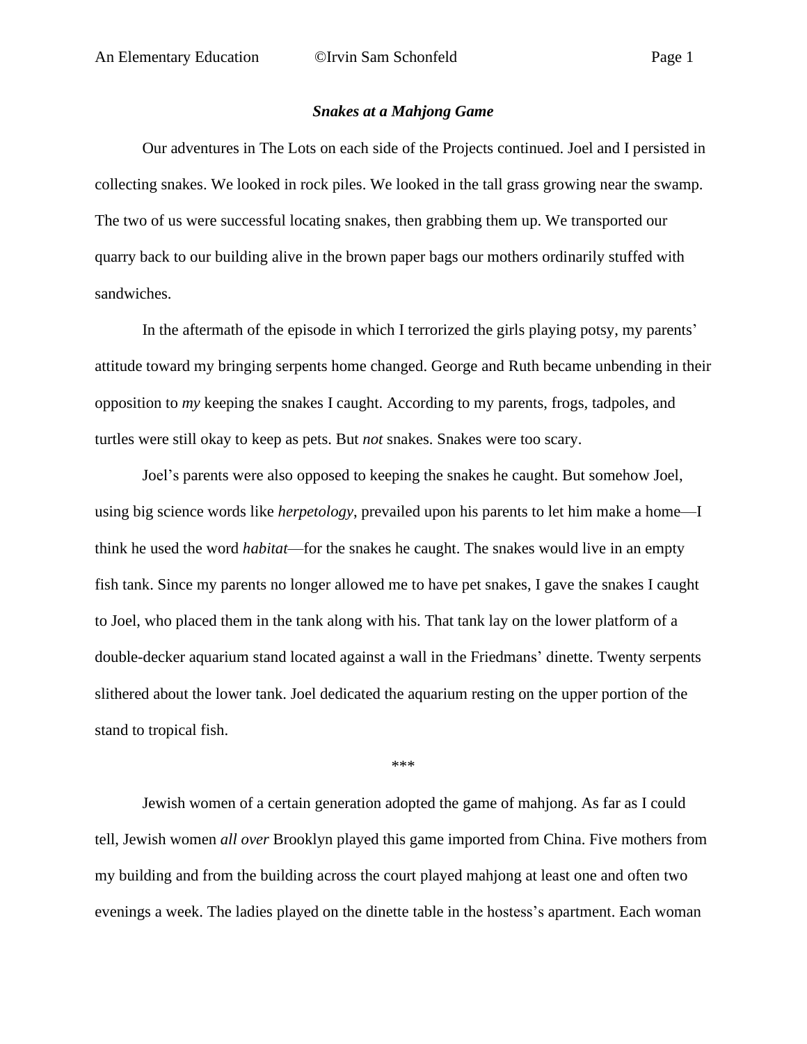***Snakes at a Mahjong Game***

Our adventures in The Lots on each side of the Projects continued. Joel and I persisted in collecting snakes. We looked in rock piles. We looked in the tall grass growing near the swamp. The two of us were successful locating snakes, then grabbing them up. We transported our quarry back to our building alive in the brown paper bags our mothers ordinarily stuffed with sandwiches.

In the aftermath of the episode in which I terrorized the girls playing potsy, my parents' attitude toward my bringing serpents home changed. George and Ruth became unbending in their opposition to *my* keeping the snakes I caught. According to my parents, frogs, tadpoles, and turtles were still okay to keep as pets. But *not* snakes. Snakes were too scary.

Joel's parents were also opposed to keeping the snakes he caught. But somehow Joel, using big science words like *herpetology*, prevailed upon his parents to let him make a home—I think he used the word *habitat*—for the snakes he caught. The snakes would live in an empty fish tank. Since my parents no longer allowed me to have pet snakes, I gave the snakes I caught to Joel, who placed them in the tank along with his. That tank lay on the lower platform of a double-decker aquarium stand located against a wall in the Friedmans' dinette. Twenty serpents slithered about the lower tank. Joel dedicated the aquarium resting on the upper portion of the stand to tropical fish.

***

Jewish women of a certain generation adopted the game of mahjong. As far as I could tell, Jewish women *all over* Brooklyn played this game imported from China. Five mothers from my building and from the building across the court played mahjong at least one and often two evenings a week. The ladies played on the dinette table in the hostess's apartment. Each woman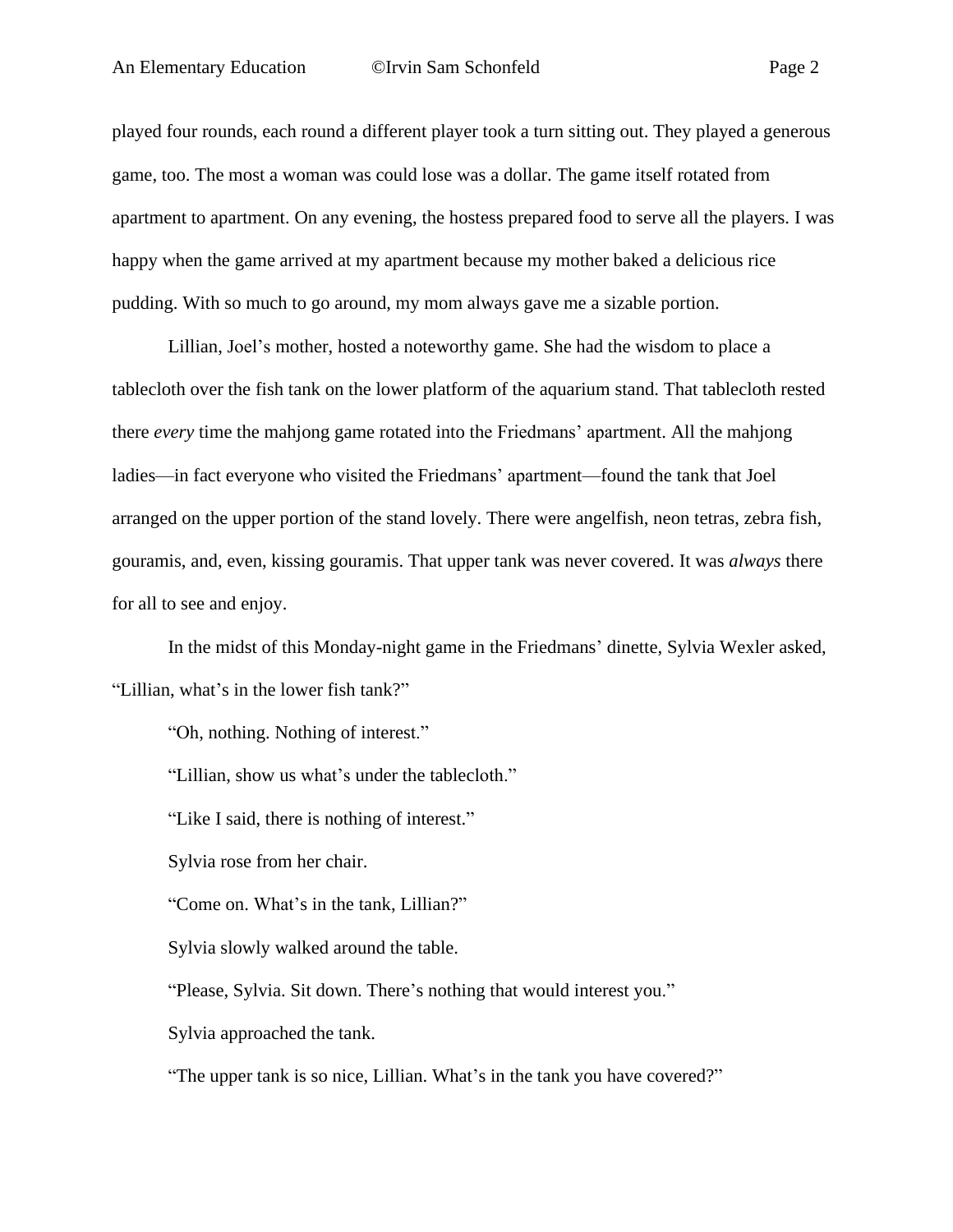played four rounds, each round a different player took a turn sitting out. They played a generous game, too. The most a woman was could lose was a dollar. The game itself rotated from apartment to apartment. On any evening, the hostess prepared food to serve all the players. I was happy when the game arrived at my apartment because my mother baked a delicious rice pudding. With so much to go around, my mom always gave me a sizable portion.

Lillian, Joel's mother, hosted a noteworthy game. She had the wisdom to place a tablecloth over the fish tank on the lower platform of the aquarium stand. That tablecloth rested there *every* time the mahjong game rotated into the Friedmans' apartment. All the mahjong ladies—in fact everyone who visited the Friedmans' apartment—found the tank that Joel arranged on the upper portion of the stand lovely. There were angelfish, neon tetras, zebra fish, gouramis, and, even, kissing gouramis. That upper tank was never covered. It was *always* there for all to see and enjoy.

In the midst of this Monday-night game in the Friedmans' dinette, Sylvia Wexler asked, "Lillian, what's in the lower fish tank?"

"Oh, nothing. Nothing of interest."

"Lillian, show us what's under the tablecloth."

"Like I said, there is nothing of interest."

Sylvia rose from her chair.

"Come on. What's in the tank, Lillian?"

Sylvia slowly walked around the table.

"Please, Sylvia. Sit down. There's nothing that would interest you."

Sylvia approached the tank.

"The upper tank is so nice, Lillian. What's in the tank you have covered?"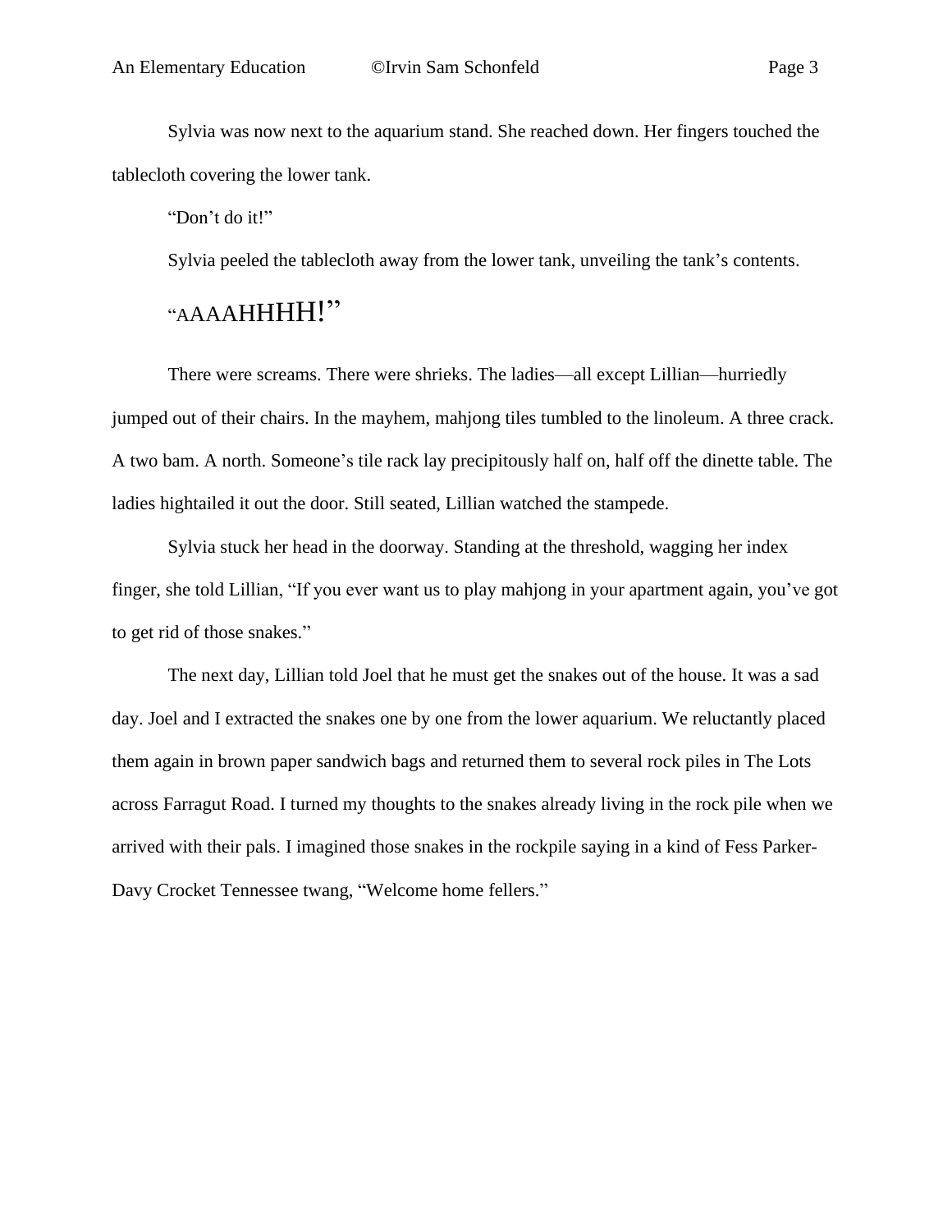Sylvia was now next to the aquarium stand. She reached down. Her fingers touched the tablecloth covering the lower tank.

"Don't do it!"

Sylvia peeled the tablecloth away from the lower tank, unveiling the tank's contents.

"AAAAHHHH!"

There were screams. There were shrieks. The ladies—all except Lillian—hurriedly jumped out of their chairs. In the mayhem, mahjong tiles tumbled to the linoleum. A three crack. A two bam. A north. Someone's tile rack lay precipitously half on, half off the dinette table. The ladies hightailed it out the door. Still seated, Lillian watched the stampede.

Sylvia stuck her head in the doorway. Standing at the threshold, wagging her index finger, she told Lillian, "If you ever want us to play mahjong in your apartment again, you've got to get rid of those snakes."

The next day, Lillian told Joel that he must get the snakes out of the house. It was a sad day. Joel and I extracted the snakes one by one from the lower aquarium. We reluctantly placed them again in brown paper sandwich bags and returned them to several rock piles in The Lots across Farragut Road. I turned my thoughts to the snakes already living in the rock pile when we arrived with their pals. I imagined those snakes in the rockpile saying in a kind of Fess Parker-Davy Crocket Tennessee twang, "Welcome home fellers."